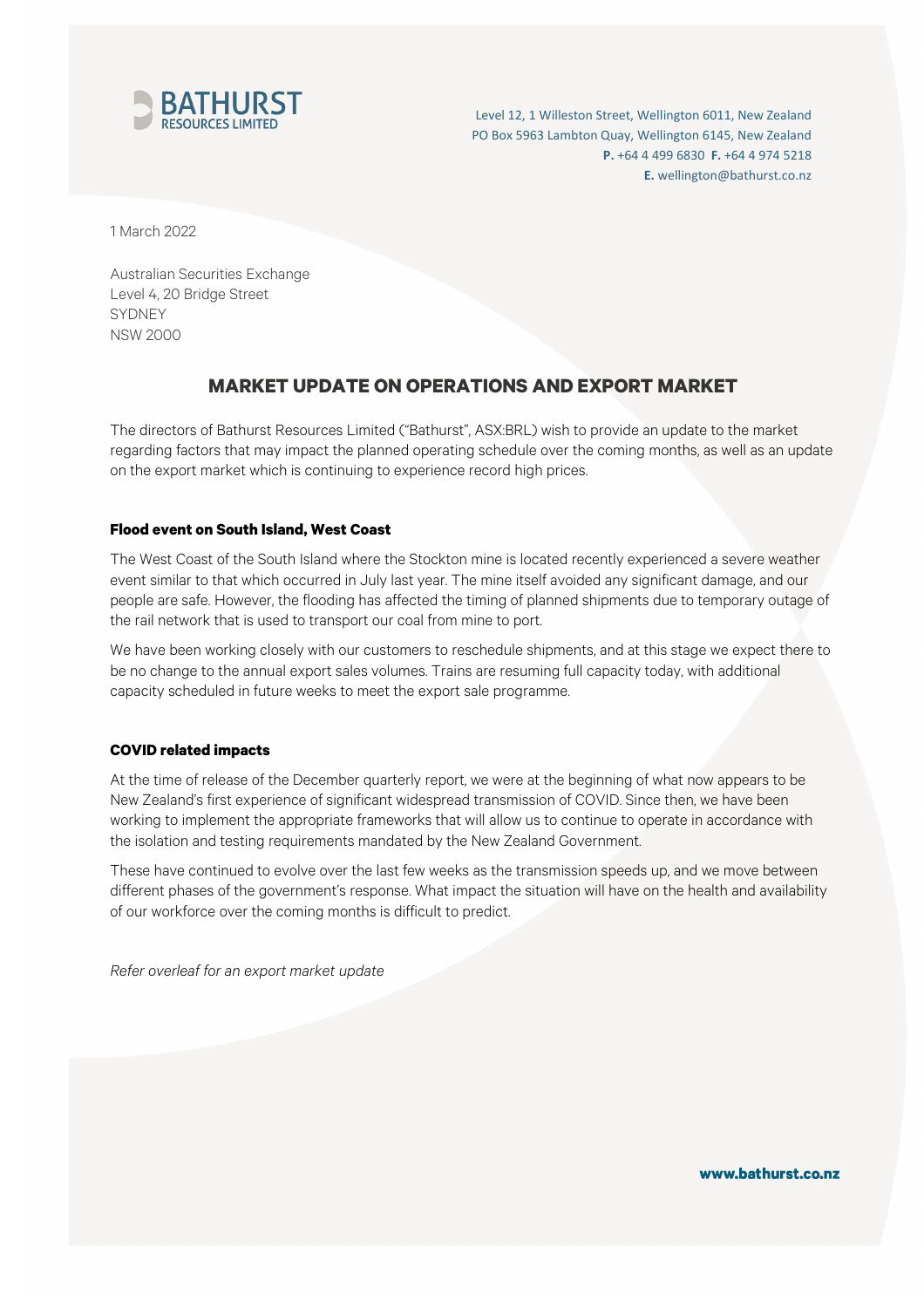**BATHURST**
RESOURCES LIMITED

Level 12, 1 Willeston Street, Wellington 6011, New Zealand
PO Box 5963 Lambton Quay, Wellington 6145, New Zealand
**P.** +64 4 499 6830 **F.** +64 4 974 5218
**E.** wellington@bathurst.co.nz

1 March 2022

Australian Securities Exchange
Level 4, 20 Bridge Street
SYDNEY
NSW 2000

# MARKET UPDATE ON OPERATIONS AND EXPORT MARKET

The directors of Bathurst Resources Limited ("Bathurst", ASX:BRL) wish to provide an update to the market regarding factors that may impact the planned operating schedule over the coming months, as well as an update on the export market which is continuing to experience record high prices.

### Flood event on South Island, West Coast

The West Coast of the South Island where the Stockton mine is located recently experienced a severe weather event similar to that which occurred in July last year. The mine itself avoided any significant damage, and our people are safe. However, the flooding has affected the timing of planned shipments due to temporary outage of the rail network that is used to transport our coal from mine to port.

We have been working closely with our customers to reschedule shipments, and at this stage we expect there to be no change to the annual export sales volumes. Trains are resuming full capacity today, with additional capacity scheduled in future weeks to meet the export sale programme.

### COVID related impacts

At the time of release of the December quarterly report, we were at the beginning of what now appears to be New Zealand's first experience of significant widespread transmission of COVID. Since then, we have been working to implement the appropriate frameworks that will allow us to continue to operate in accordance with the isolation and testing requirements mandated by the New Zealand Government.

These have continued to evolve over the last few weeks as the transmission speeds up, and we move between different phases of the government's response. What impact the situation will have on the health and availability of our workforce over the coming months is difficult to predict.

*Refer overleaf for an export market update*

**www.bathurst.co.nz**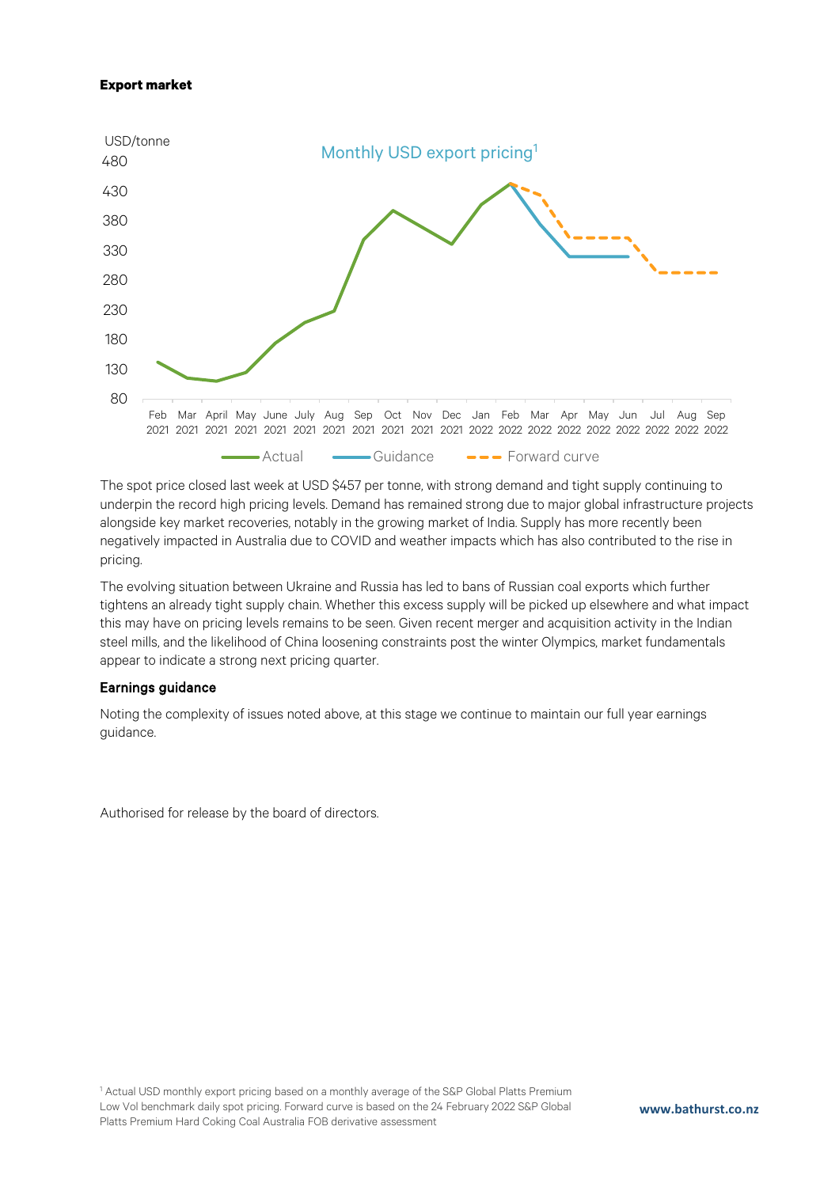**Export market**

USD/tonne

Monthly USD export pricing[1]

480
430
380
330
280
230
180
130
80

Feb 2021, Mar 2021, April 2021, May 2021, June 2021, July 2021, Aug 2021, Sep 2021, Oct 2021, Nov 2021, Dec 2021, Jan 2022, Feb 2022, Mar 2022, Apr 2022, May 2022, Jun 2022, Jul 2022, Aug 2022, Sep 2022

Actual, Guidance, Forward curve

The spot price closed last week at USD $457 per tonne, with strong demand and tight supply continuing to underpin the record high pricing levels. Demand has remained strong due to major global infrastructure projects alongside key market recoveries, notably in the growing market of India. Supply has more recently been negatively impacted in Australia due to COVID and weather impacts which has also contributed to the rise in pricing.

The evolving situation between Ukraine and Russia has led to bans of Russian coal exports which further tightens an already tight supply chain. Whether this excess supply will be picked up elsewhere and what impact this may have on pricing levels remains to be seen. Given recent merger and acquisition activity in the Indian steel mills, and the likelihood of China loosening constraints post the winter Olympics, market fundamentals appear to indicate a strong next pricing quarter.

**Earnings guidance**

Noting the complexity of issues noted above, at this stage we continue to maintain our full year earnings guidance.

Authorised for release by the board of directors.

[1] Actual USD monthly export pricing based on a monthly average of the S&P Global Platts Premium Low Vol benchmark daily spot pricing. Forward curve is based on the 24 February 2022 S&P Global Platts Premium Hard Coking Coal Australia FOB derivative assessment